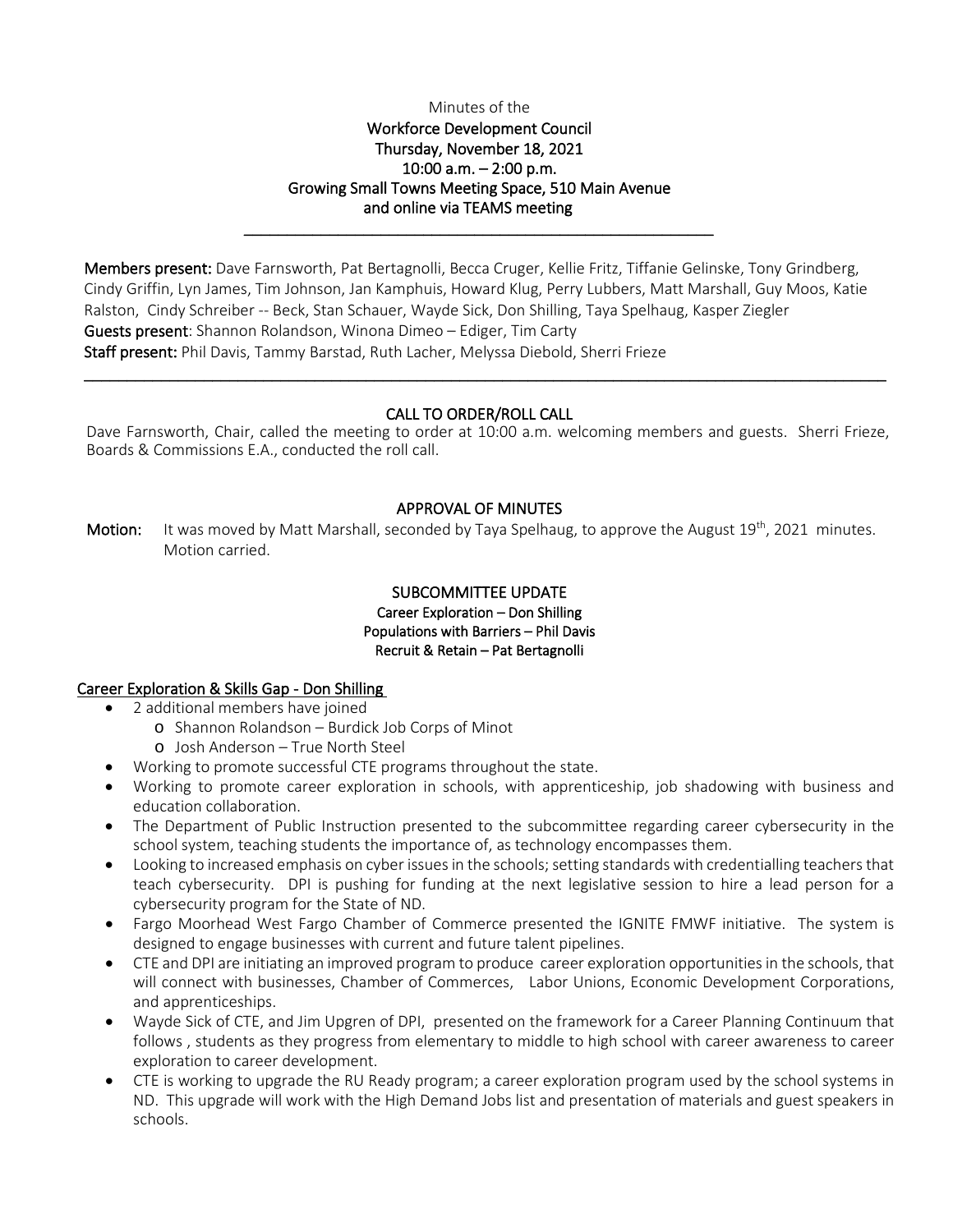Minutes of the

**Workforce Development Council**
**Thursday, November 18, 2021**
**10:00 a.m. – 2:00 p.m.**
**Growing Small Towns Meeting Space, 510 Main Avenue**
**and online via TEAMS meeting**

---

**Members present:** Dave Farnsworth, Pat Bertagnolli, Becca Cruger, Kellie Fritz, Tiffanie Gelinske, Tony Grindberg, Cindy Griffin, Lyn James, Tim Johnson, Jan Kamphuis, Howard Klug, Perry Lubbers, Matt Marshall, Guy Moos, Katie Ralston, Cindy Schreiber -- Beck, Stan Schauer, Wayde Sick, Don Shilling, Taya Spelhaug, Kasper Ziegler
**Guests present**: Shannon Rolandson, Winona Dimeo – Ediger, Tim Carty
**Staff present:** Phil Davis, Tammy Barstad, Ruth Lacher, Melyssa Diebold, Sherri Frieze

---

## CALL TO ORDER/ROLL CALL

Dave Farnsworth, Chair, called the meeting to order at 10:00 a.m. welcoming members and guests. Sherri Frieze, Boards & Commissions E.A., conducted the roll call.

## APPROVAL OF MINUTES

**Motion:** It was moved by Matt Marshall, seconded by Taya Spelhaug, to approve the August 19th, 2021 minutes. Motion carried.

## SUBCOMMITTEE UPDATE

**Career Exploration – Don Shilling**
**Populations with Barriers – Phil Davis**
**Recruit & Retain – Pat Bertagnolli**

### Career Exploration & Skills Gap - Don Shilling

- 2 additional members have joined
  - Shannon Rolandson – Burdick Job Corps of Minot
  - Josh Anderson – True North Steel
- Working to promote successful CTE programs throughout the state.
- Working to promote career exploration in schools, with apprenticeship, job shadowing with business and education collaboration.
- The Department of Public Instruction presented to the subcommittee regarding career cybersecurity in the school system, teaching students the importance of, as technology encompasses them.
- Looking to increased emphasis on cyber issues in the schools; setting standards with credentialling teachers that teach cybersecurity. DPI is pushing for funding at the next legislative session to hire a lead person for a cybersecurity program for the State of ND.
- Fargo Moorhead West Fargo Chamber of Commerce presented the IGNITE FMWF initiative. The system is designed to engage businesses with current and future talent pipelines.
- CTE and DPI are initiating an improved program to produce career exploration opportunities in the schools, that will connect with businesses, Chamber of Commerces, Labor Unions, Economic Development Corporations, and apprenticeships.
- Wayde Sick of CTE, and Jim Upgren of DPI, presented on the framework for a Career Planning Continuum that follows , students as they progress from elementary to middle to high school with career awareness to career exploration to career development.
- CTE is working to upgrade the RU Ready program; a career exploration program used by the school systems in ND. This upgrade will work with the High Demand Jobs list and presentation of materials and guest speakers in schools.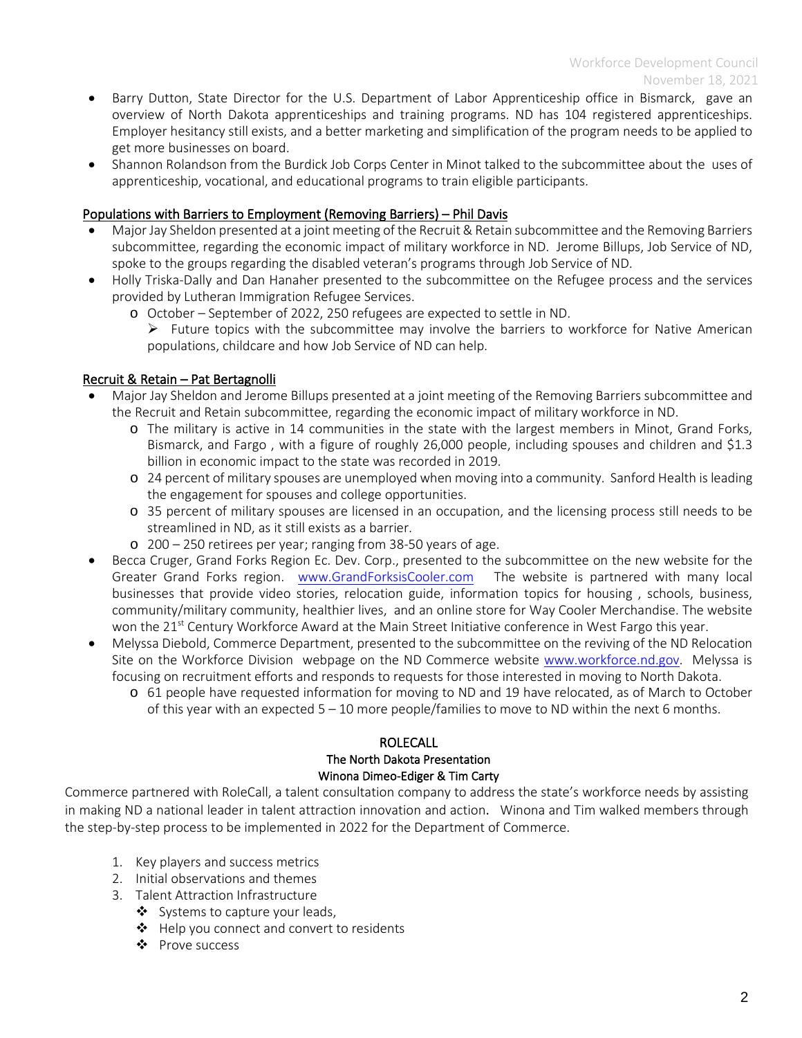- Barry Dutton, State Director for the U.S. Department of Labor Apprenticeship office in Bismarck, gave an overview of North Dakota apprenticeships and training programs. ND has 104 registered apprenticeships. Employer hesitancy still exists, and a better marketing and simplification of the program needs to be applied to get more businesses on board.
- Shannon Rolandson from the Burdick Job Corps Center in Minot talked to the subcommittee about the uses of apprenticeship, vocational, and educational programs to train eligible participants.

<u>Populations with Barriers to Employment (Removing Barriers) – Phil Davis</u>

- Major Jay Sheldon presented at a joint meeting of the Recruit & Retain subcommittee and the Removing Barriers subcommittee, regarding the economic impact of military workforce in ND. Jerome Billups, Job Service of ND, spoke to the groups regarding the disabled veteran's programs through Job Service of ND.
- Holly Triska-Dally and Dan Hanaher presented to the subcommittee on the Refugee process and the services provided by Lutheran Immigration Refugee Services.
  - October – September of 2022, 250 refugees are expected to settle in ND.
    - Future topics with the subcommittee may involve the barriers to workforce for Native American populations, childcare and how Job Service of ND can help.

<u>Recruit & Retain – Pat Bertagnolli</u>

- Major Jay Sheldon and Jerome Billups presented at a joint meeting of the Removing Barriers subcommittee and the Recruit and Retain subcommittee, regarding the economic impact of military workforce in ND.
  - The military is active in 14 communities in the state with the largest members in Minot, Grand Forks, Bismarck, and Fargo , with a figure of roughly 26,000 people, including spouses and children and $1.3 billion in economic impact to the state was recorded in 2019.
  - 24 percent of military spouses are unemployed when moving into a community. Sanford Health is leading the engagement for spouses and college opportunities.
  - 35 percent of military spouses are licensed in an occupation, and the licensing process still needs to be streamlined in ND, as it still exists as a barrier.
  - 200 – 250 retirees per year; ranging from 38-50 years of age.
- Becca Cruger, Grand Forks Region Ec. Dev. Corp., presented to the subcommittee on the new website for the Greater Grand Forks region. www.GrandForksisCooler.com The website is partnered with many local businesses that provide video stories, relocation guide, information topics for housing , schools, business, community/military community, healthier lives, and an online store for Way Cooler Merchandise. The website won the 21st Century Workforce Award at the Main Street Initiative conference in West Fargo this year.
- Melyssa Diebold, Commerce Department, presented to the subcommittee on the reviving of the ND Relocation Site on the Workforce Division webpage on the ND Commerce website www.workforce.nd.gov. Melyssa is focusing on recruitment efforts and responds to requests for those interested in moving to North Dakota.
  - 61 people have requested information for moving to ND and 19 have relocated, as of March to October of this year with an expected 5 – 10 more people/families to move to ND within the next 6 months.

**ROLECALL**
**The North Dakota Presentation**
**Winona Dimeo-Ediger & Tim Carty**

Commerce partnered with RoleCall, a talent consultation company to address the state's workforce needs by assisting in making ND a national leader in talent attraction innovation and action. Winona and Tim walked members through the step-by-step process to be implemented in 2022 for the Department of Commerce.

1. Key players and success metrics
2. Initial observations and themes
3. Talent Attraction Infrastructure
   - Systems to capture your leads,
   - Help you connect and convert to residents
   - Prove success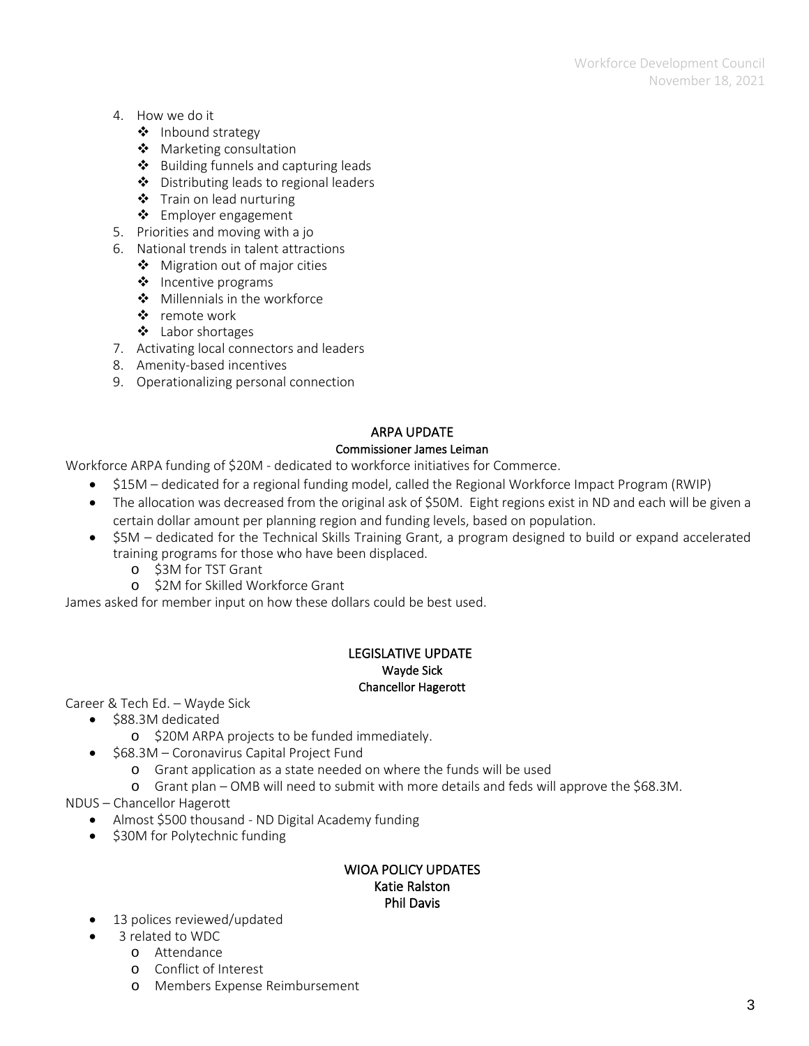4. How we do it
   - Inbound strategy
   - Marketing consultation
   - Building funnels and capturing leads
   - Distributing leads to regional leaders
   - Train on lead nurturing
   - Employer engagement
5. Priorities and moving with a jo
6. National trends in talent attractions
   - Migration out of major cities
   - Incentive programs
   - Millennials in the workforce
   - remote work
   - Labor shortages
7. Activating local connectors and leaders
8. Amenity-based incentives
9. Operationalizing personal connection

## ARPA UPDATE

**Commissioner James Leiman**

Workforce ARPA funding of $20M - dedicated to workforce initiatives for Commerce.

- $15M – dedicated for a regional funding model, called the Regional Workforce Impact Program (RWIP)
- The allocation was decreased from the original ask of $50M. Eight regions exist in ND and each will be given a certain dollar amount per planning region and funding levels, based on population.
- $5M – dedicated for the Technical Skills Training Grant, a program designed to build or expand accelerated training programs for those who have been displaced.
  - $3M for TST Grant
  - $2M for Skilled Workforce Grant

James asked for member input on how these dollars could be best used.

## LEGISLATIVE UPDATE

**Wayde Sick**

**Chancellor Hagerott**

Career & Tech Ed. – Wayde Sick

- $88.3M dedicated
  - $20M ARPA projects to be funded immediately.
- $68.3M – Coronavirus Capital Project Fund
  - Grant application as a state needed on where the funds will be used
  - Grant plan – OMB will need to submit with more details and feds will approve the $68.3M.

NDUS – Chancellor Hagerott

- Almost $500 thousand - ND Digital Academy funding
- $30M for Polytechnic funding

## WIOA POLICY UPDATES

**Katie Ralston**

**Phil Davis**

- 13 polices reviewed/updated
- 3 related to WDC
  - Attendance
  - Conflict of Interest
  - Members Expense Reimbursement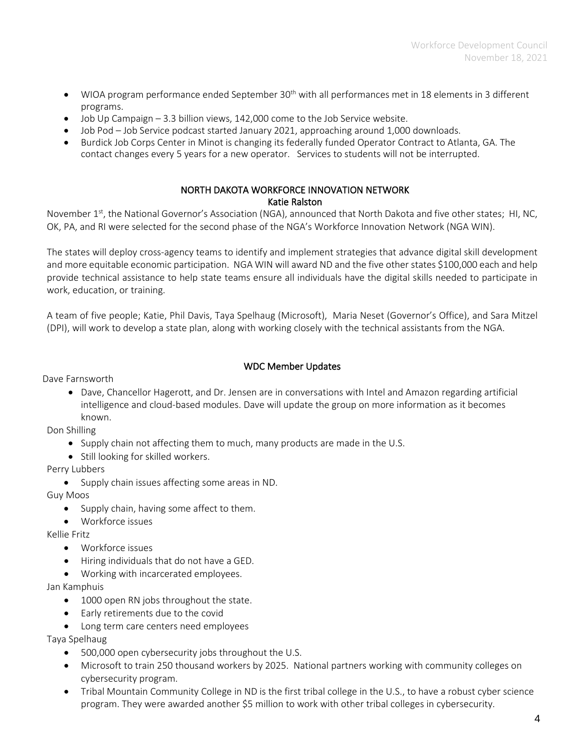- WIOA program performance ended September 30th with all performances met in 18 elements in 3 different programs.
- Job Up Campaign – 3.3 billion views, 142,000 come to the Job Service website.
- Job Pod – Job Service podcast started January 2021, approaching around 1,000 downloads.
- Burdick Job Corps Center in Minot is changing its federally funded Operator Contract to Atlanta, GA. The contact changes every 5 years for a new operator. Services to students will not be interrupted.

## NORTH DAKOTA WORKFORCE INNOVATION NETWORK

**Katie Ralston**

November 1st, the National Governor's Association (NGA), announced that North Dakota and five other states; HI, NC, OK, PA, and RI were selected for the second phase of the NGA's Workforce Innovation Network (NGA WIN).

The states will deploy cross-agency teams to identify and implement strategies that advance digital skill development and more equitable economic participation. NGA WIN will award ND and the five other states $100,000 each and help provide technical assistance to help state teams ensure all individuals have the digital skills needed to participate in work, education, or training.

A team of five people; Katie, Phil Davis, Taya Spelhaug (Microsoft), Maria Neset (Governor's Office), and Sara Mitzel (DPI), will work to develop a state plan, along with working closely with the technical assistants from the NGA.

## WDC Member Updates

Dave Farnsworth

- Dave, Chancellor Hagerott, and Dr. Jensen are in conversations with Intel and Amazon regarding artificial intelligence and cloud-based modules. Dave will update the group on more information as it becomes known.

Don Shilling

- Supply chain not affecting them to much, many products are made in the U.S.
- Still looking for skilled workers.

Perry Lubbers

- Supply chain issues affecting some areas in ND.

Guy Moos

- Supply chain, having some affect to them.
- Workforce issues

Kellie Fritz

- Workforce issues
- Hiring individuals that do not have a GED.
- Working with incarcerated employees.

Jan Kamphuis

- 1000 open RN jobs throughout the state.
- Early retirements due to the covid
- Long term care centers need employees

Taya Spelhaug

- 500,000 open cybersecurity jobs throughout the U.S.
- Microsoft to train 250 thousand workers by 2025. National partners working with community colleges on cybersecurity program.
- Tribal Mountain Community College in ND is the first tribal college in the U.S., to have a robust cyber science program. They were awarded another $5 million to work with other tribal colleges in cybersecurity.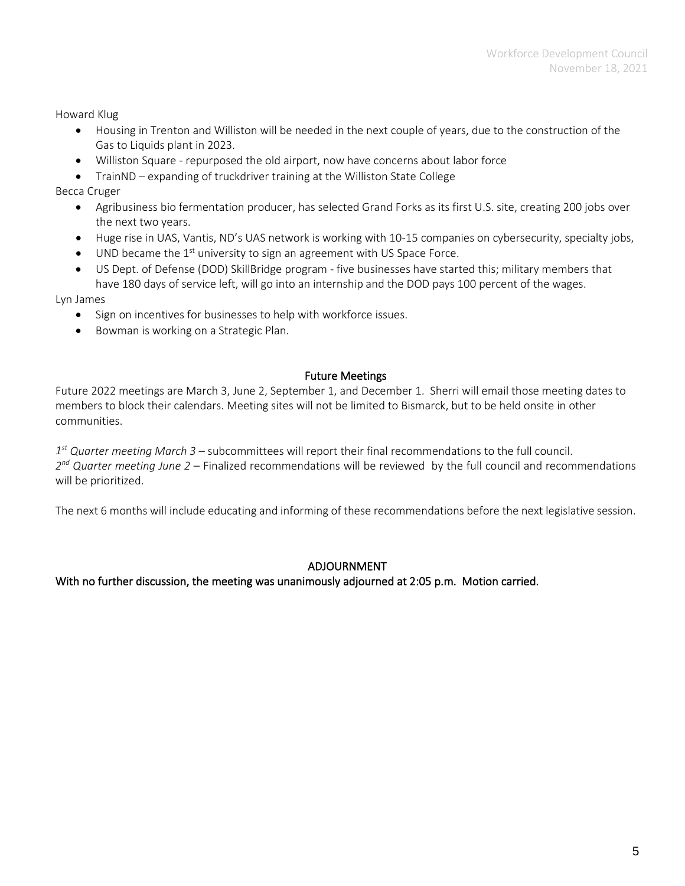Howard Klug

- Housing in Trenton and Williston will be needed in the next couple of years, due to the construction of the Gas to Liquids plant in 2023.
- Williston Square - repurposed the old airport, now have concerns about labor force
- TrainND – expanding of truckdriver training at the Williston State College

Becca Cruger

- Agribusiness bio fermentation producer, has selected Grand Forks as its first U.S. site, creating 200 jobs over the next two years.
- Huge rise in UAS, Vantis, ND's UAS network is working with 10-15 companies on cybersecurity, specialty jobs,
- UND became the 1st university to sign an agreement with US Space Force.
- US Dept. of Defense (DOD) SkillBridge program - five businesses have started this; military members that have 180 days of service left, will go into an internship and the DOD pays 100 percent of the wages.

Lyn James

- Sign on incentives for businesses to help with workforce issues.
- Bowman is working on a Strategic Plan.

## Future Meetings

Future 2022 meetings are March 3, June 2, September 1, and December 1. Sherri will email those meeting dates to members to block their calendars. Meeting sites will not be limited to Bismarck, but to be held onsite in other communities.

*1st Quarter meeting March 3* – subcommittees will report their final recommendations to the full council.
*2nd Quarter meeting June 2* – Finalized recommendations will be reviewed by the full council and recommendations will be prioritized.

The next 6 months will include educating and informing of these recommendations before the next legislative session.

## ADJOURNMENT

**With no further discussion, the meeting was unanimously adjourned at 2:05 p.m. Motion carried.**